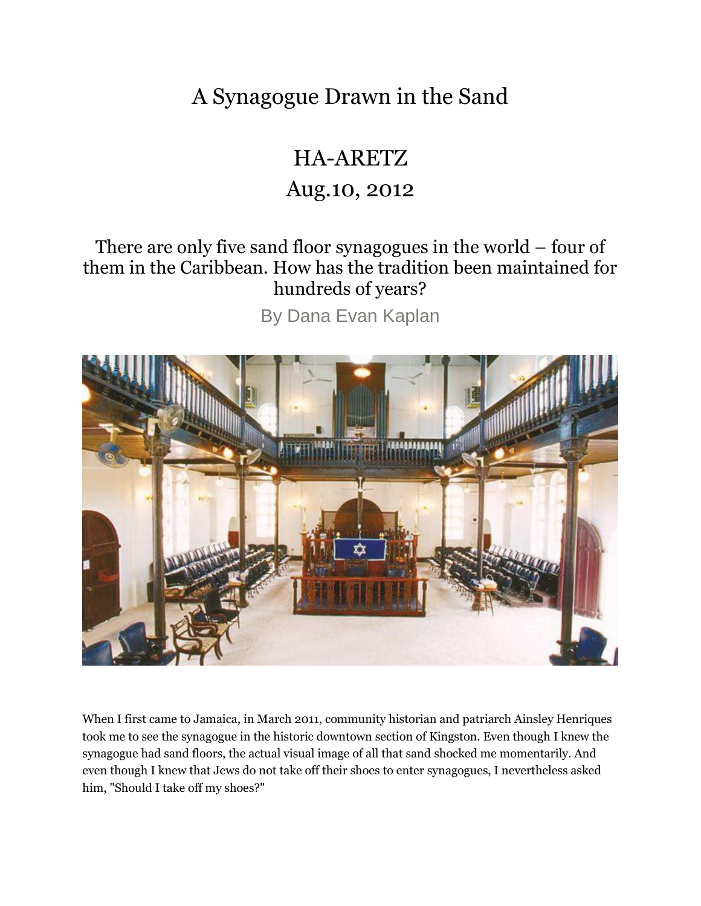# A Synagogue Drawn in the Sand

## HA-ARETZ

## Aug.10, 2012

### There are only five sand floor synagogues in the world – four of them in the Caribbean. How has the tradition been maintained for hundreds of years?

By Dana Evan Kaplan

When I first came to Jamaica, in March 2011, community historian and patriarch Ainsley Henriques took me to see the synagogue in the historic downtown section of Kingston. Even though I knew the synagogue had sand floors, the actual visual image of all that sand shocked me momentarily. And even though I knew that Jews do not take off their shoes to enter synagogues, I nevertheless asked him, "Should I take off my shoes?"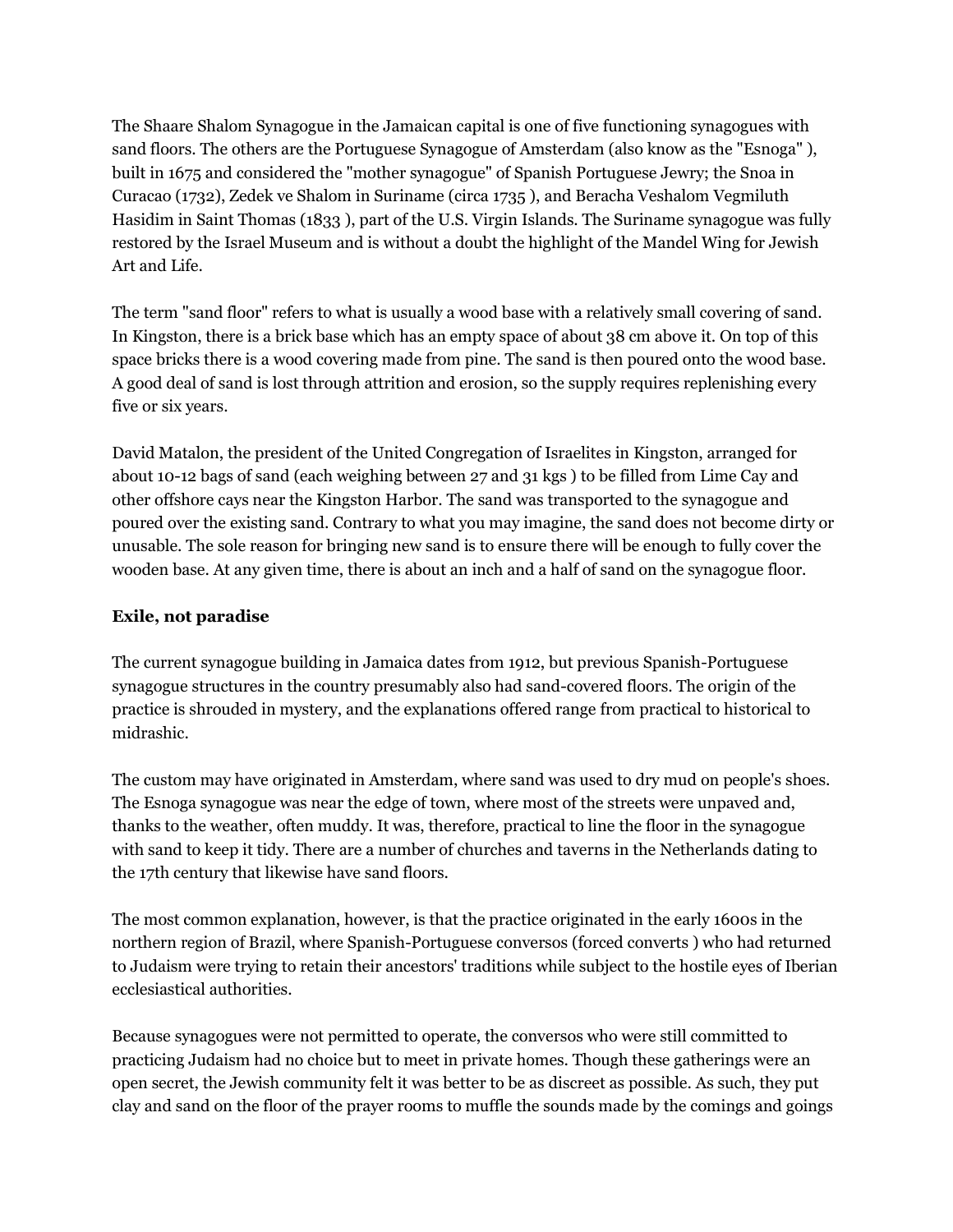The Shaare Shalom Synagogue in the Jamaican capital is one of five functioning synagogues with sand floors. The others are the Portuguese Synagogue of Amsterdam (also know as the "Esnoga" ), built in 1675 and considered the "mother synagogue" of Spanish Portuguese Jewry; the Snoa in Curacao (1732), Zedek ve Shalom in Suriname (circa 1735 ), and Beracha Veshalom Vegmiluth Hasidim in Saint Thomas (1833 ), part of the U.S. Virgin Islands. The Suriname synagogue was fully restored by the Israel Museum and is without a doubt the highlight of the Mandel Wing for Jewish Art and Life.

The term "sand floor" refers to what is usually a wood base with a relatively small covering of sand. In Kingston, there is a brick base which has an empty space of about 38 cm above it. On top of this space bricks there is a wood covering made from pine. The sand is then poured onto the wood base. A good deal of sand is lost through attrition and erosion, so the supply requires replenishing every five or six years.

David Matalon, the president of the United Congregation of Israelites in Kingston, arranged for about 10-12 bags of sand (each weighing between 27 and 31 kgs ) to be filled from Lime Cay and other offshore cays near the Kingston Harbor. The sand was transported to the synagogue and poured over the existing sand. Contrary to what you may imagine, the sand does not become dirty or unusable. The sole reason for bringing new sand is to ensure there will be enough to fully cover the wooden base. At any given time, there is about an inch and a half of sand on the synagogue floor.

**Exile, not paradise**

The current synagogue building in Jamaica dates from 1912, but previous Spanish-Portuguese synagogue structures in the country presumably also had sand-covered floors. The origin of the practice is shrouded in mystery, and the explanations offered range from practical to historical to midrashic.

The custom may have originated in Amsterdam, where sand was used to dry mud on people's shoes. The Esnoga synagogue was near the edge of town, where most of the streets were unpaved and, thanks to the weather, often muddy. It was, therefore, practical to line the floor in the synagogue with sand to keep it tidy. There are a number of churches and taverns in the Netherlands dating to the 17th century that likewise have sand floors.

The most common explanation, however, is that the practice originated in the early 1600s in the northern region of Brazil, where Spanish-Portuguese conversos (forced converts ) who had returned to Judaism were trying to retain their ancestors' traditions while subject to the hostile eyes of Iberian ecclesiastical authorities.

Because synagogues were not permitted to operate, the conversos who were still committed to practicing Judaism had no choice but to meet in private homes. Though these gatherings were an open secret, the Jewish community felt it was better to be as discreet as possible. As such, they put clay and sand on the floor of the prayer rooms to muffle the sounds made by the comings and goings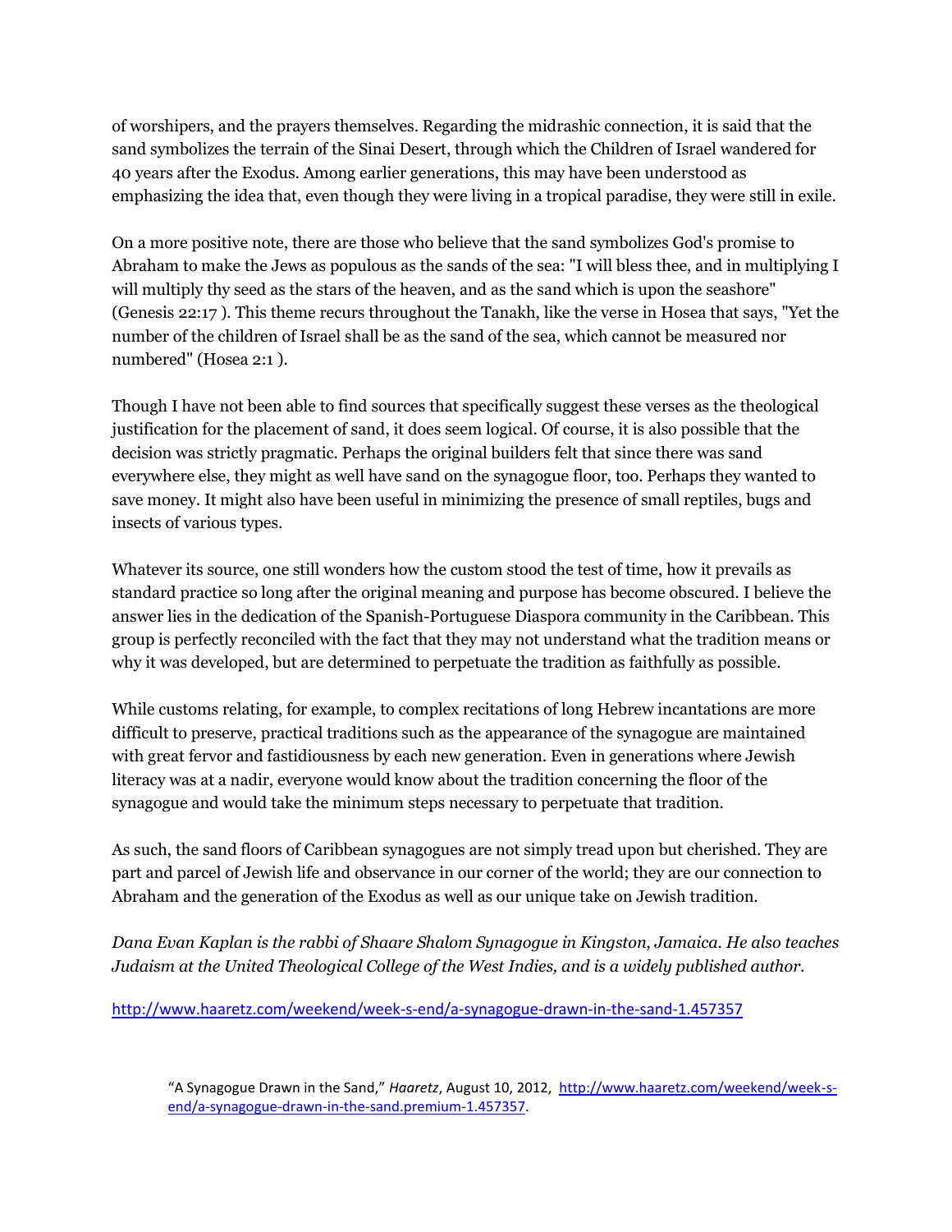of worshipers, and the prayers themselves. Regarding the midrashic connection, it is said that the sand symbolizes the terrain of the Sinai Desert, through which the Children of Israel wandered for 40 years after the Exodus. Among earlier generations, this may have been understood as emphasizing the idea that, even though they were living in a tropical paradise, they were still in exile.

On a more positive note, there are those who believe that the sand symbolizes God's promise to Abraham to make the Jews as populous as the sands of the sea: "I will bless thee, and in multiplying I will multiply thy seed as the stars of the heaven, and as the sand which is upon the seashore" (Genesis 22:17 ). This theme recurs throughout the Tanakh, like the verse in Hosea that says, "Yet the number of the children of Israel shall be as the sand of the sea, which cannot be measured nor numbered" (Hosea 2:1 ).

Though I have not been able to find sources that specifically suggest these verses as the theological justification for the placement of sand, it does seem logical. Of course, it is also possible that the decision was strictly pragmatic. Perhaps the original builders felt that since there was sand everywhere else, they might as well have sand on the synagogue floor, too. Perhaps they wanted to save money. It might also have been useful in minimizing the presence of small reptiles, bugs and insects of various types.

Whatever its source, one still wonders how the custom stood the test of time, how it prevails as standard practice so long after the original meaning and purpose has become obscured. I believe the answer lies in the dedication of the Spanish-Portuguese Diaspora community in the Caribbean. This group is perfectly reconciled with the fact that they may not understand what the tradition means or why it was developed, but are determined to perpetuate the tradition as faithfully as possible.

While customs relating, for example, to complex recitations of long Hebrew incantations are more difficult to preserve, practical traditions such as the appearance of the synagogue are maintained with great fervor and fastidiousness by each new generation. Even in generations where Jewish literacy was at a nadir, everyone would know about the tradition concerning the floor of the synagogue and would take the minimum steps necessary to perpetuate that tradition.

As such, the sand floors of Caribbean synagogues are not simply tread upon but cherished. They are part and parcel of Jewish life and observance in our corner of the world; they are our connection to Abraham and the generation of the Exodus as well as our unique take on Jewish tradition.

*Dana Evan Kaplan is the rabbi of Shaare Shalom Synagogue in Kingston, Jamaica. He also teaches Judaism at the United Theological College of the West Indies, and is a widely published author.*

http://www.haaretz.com/weekend/week-s-end/a-synagogue-drawn-in-the-sand-1.457357

"A Synagogue Drawn in the Sand," *Haaretz*, August 10, 2012, http://www.haaretz.com/weekend/week-s-end/a-synagogue-drawn-in-the-sand.premium-1.457357.